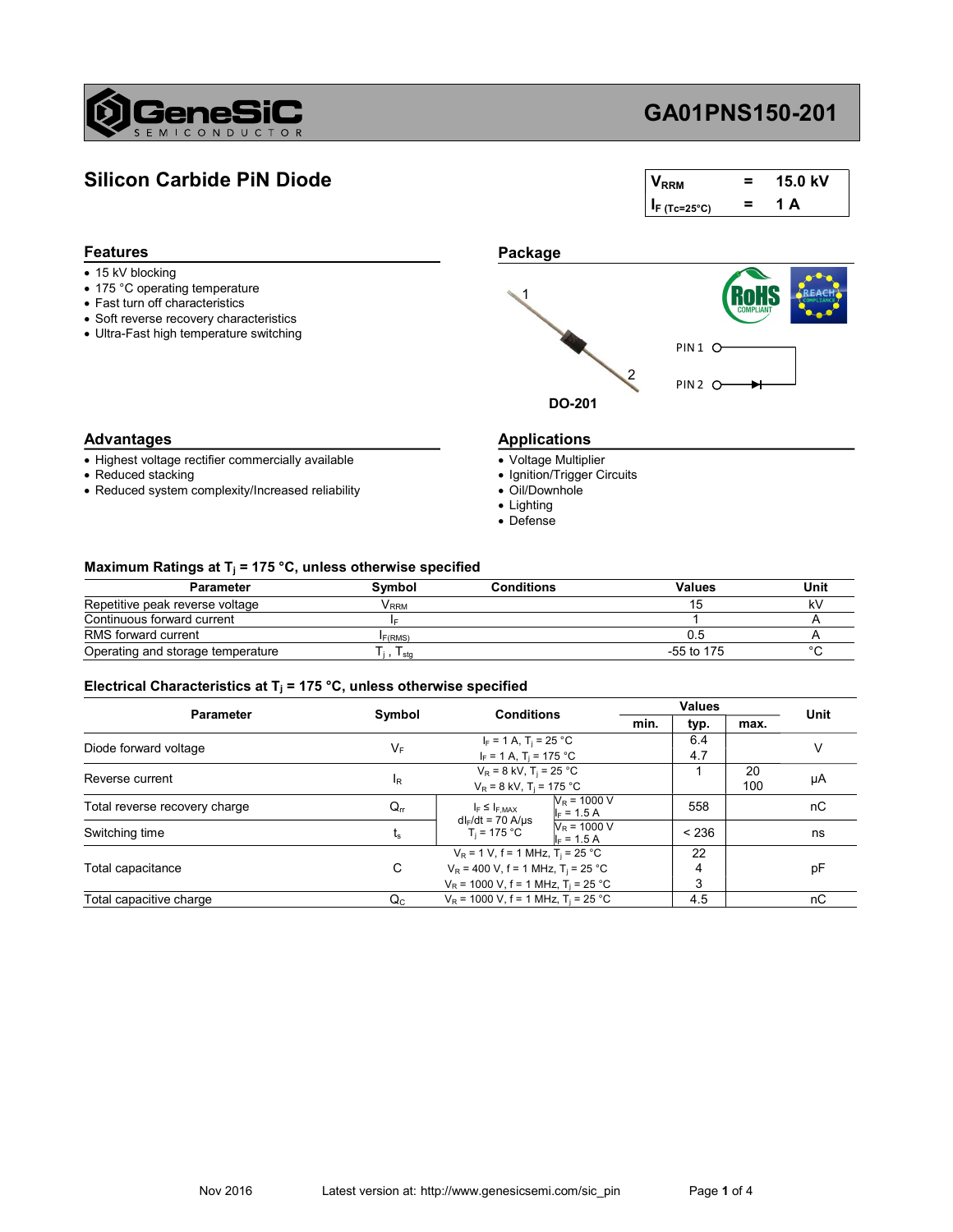# GeneSiC SEMICONDUCTOR

# GA01PNS150-201

## Silicon Carbide PiN Diode

| | | |
|---|---|---|
| $V_{RRM}$ | = | 15.0 kV |
| $I_{F\ (Tc=25°C)}$ | = | 1 A |

### Features

- 15 kV blocking
- 175 °C operating temperature
- Fast turn off characteristics
- Soft reverse recovery characteristics
- Ultra-Fast high temperature switching

### Package

DO-201

PIN 1, PIN 2

RoHS COMPLIANT, REACH COMPLIANCE

### Advantages

- Highest voltage rectifier commercially available
- Reduced stacking
- Reduced system complexity/Increased reliability

### Applications

- Voltage Multiplier
- Ignition/Trigger Circuits
- Oil/Downhole
- Lighting
- Defense

### Maximum Ratings at $T_j$ = 175 °C, unless otherwise specified

| Parameter | Symbol | Conditions | Values | Unit |
|---|---|---|---|---|
| Repetitive peak reverse voltage | $V_{RRM}$ | | 15 | kV |
| Continuous forward current | $I_F$ | | 1 | A |
| RMS forward current | $I_{F(RMS)}$ | | 0.5 | A |
| Operating and storage temperature | $T_j$ , $T_{stg}$ | | -55 to 175 | °C |

### Electrical Characteristics at $T_j$ = 175 °C, unless otherwise specified

| Parameter | Symbol | Conditions | | Values | | | Unit |
|---|---|---|---|---|---|---|---|
| | | | | min. | typ. | max. | |
| Diode forward voltage | $V_F$ | $I_F$ = 1 A, $T_j$ = 25 °C | | | 6.4 | | V |
| | | $I_F$ = 1 A, $T_j$ = 175 °C | | | 4.7 | | |
| Reverse current | $I_R$ | $V_R$ = 8 kV, $T_j$ = 25 °C | | | 1 | 20 | μA |
| | | $V_R$ = 8 kV, $T_j$ = 175 °C | | | | 100 | |
| Total reverse recovery charge | $Q_{rr}$ | $I_F \le I_{F,MAX}$, $dI_F/dt$ = 70 A/μs, $T_j$ = 175 °C | $V_R$ = 1000 V, $I_F$ = 1.5 A | | 558 | | nC |
| Switching time | $t_s$ | | $V_R$ = 1000 V, $I_F$ = 1.5 A | | < 236 | | ns |
| Total capacitance | C | $V_R$ = 1 V, f = 1 MHz, $T_j$ = 25 °C | | | 22 | | pF |
| | | $V_R$ = 400 V, f = 1 MHz, $T_j$ = 25 °C | | | 4 | | |
| | | $V_R$ = 1000 V, f = 1 MHz, $T_j$ = 25 °C | | | 3 | | |
| Total capacitive charge | $Q_C$ | $V_R$ = 1000 V, f = 1 MHz, $T_j$ = 25 °C | | | 4.5 | | nC |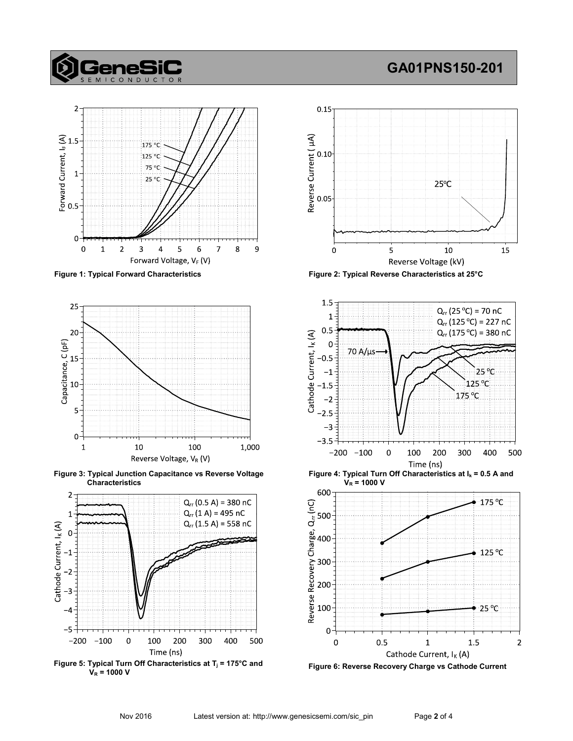Figure 1: Typical Forward Characteristics

Figure 2: Typical Reverse Characteristics at 25°C

Figure 3: Typical Junction Capacitance vs Reverse Voltage Characteristics

Figure 4: Typical Turn Off Characteristics at $I_k$ = 0.5 A and $V_R$ = 1000 V

Figure 5: Typical Turn Off Characteristics at $T_j$ = 175°C and $V_R$ = 1000 V

Figure 6: Reverse Recovery Charge vs Cathode Current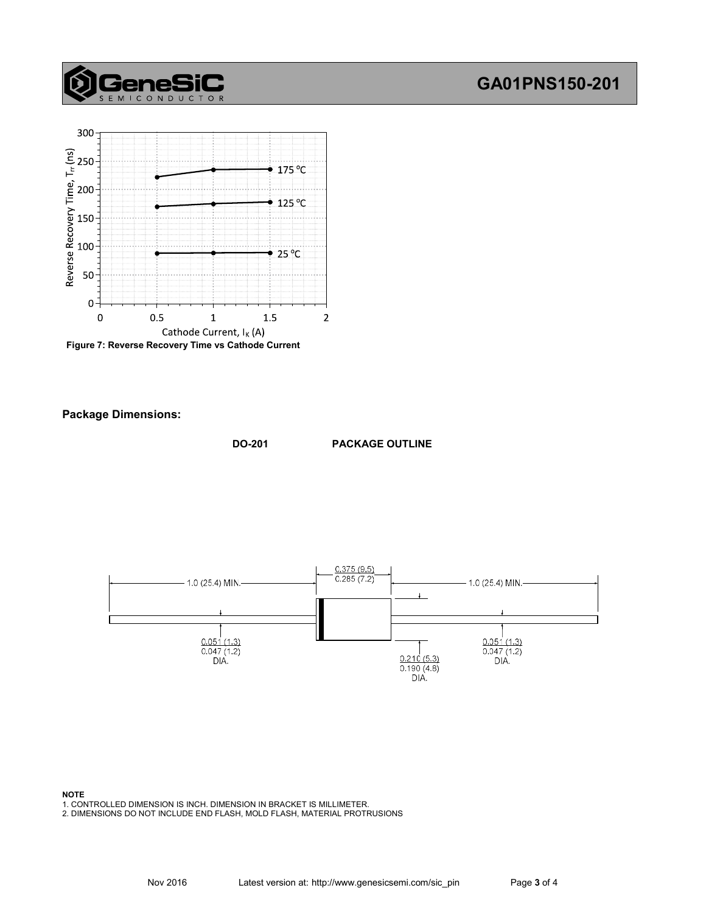Figure 7: Reverse Recovery Time vs Cathode Current

## Package Dimensions:

**DO-201 PACKAGE OUTLINE**

1.0 (25.4) MIN.

0.375 (9.5)
0.285 (7.2)

1.0 (25.4) MIN.

0.051 (1.3)
0.047 (1.2)
DIA.

0.210 (5.3)
0.190 (4.8)
DIA.

0.051 (1.3)
0.047 (1.2)
DIA.

**NOTE**

1. CONTROLLED DIMENSION IS INCH. DIMENSION IN BRACKET IS MILLIMETER.
2. DIMENSIONS DO NOT INCLUDE END FLASH, MOLD FLASH, MATERIAL PROTRUSIONS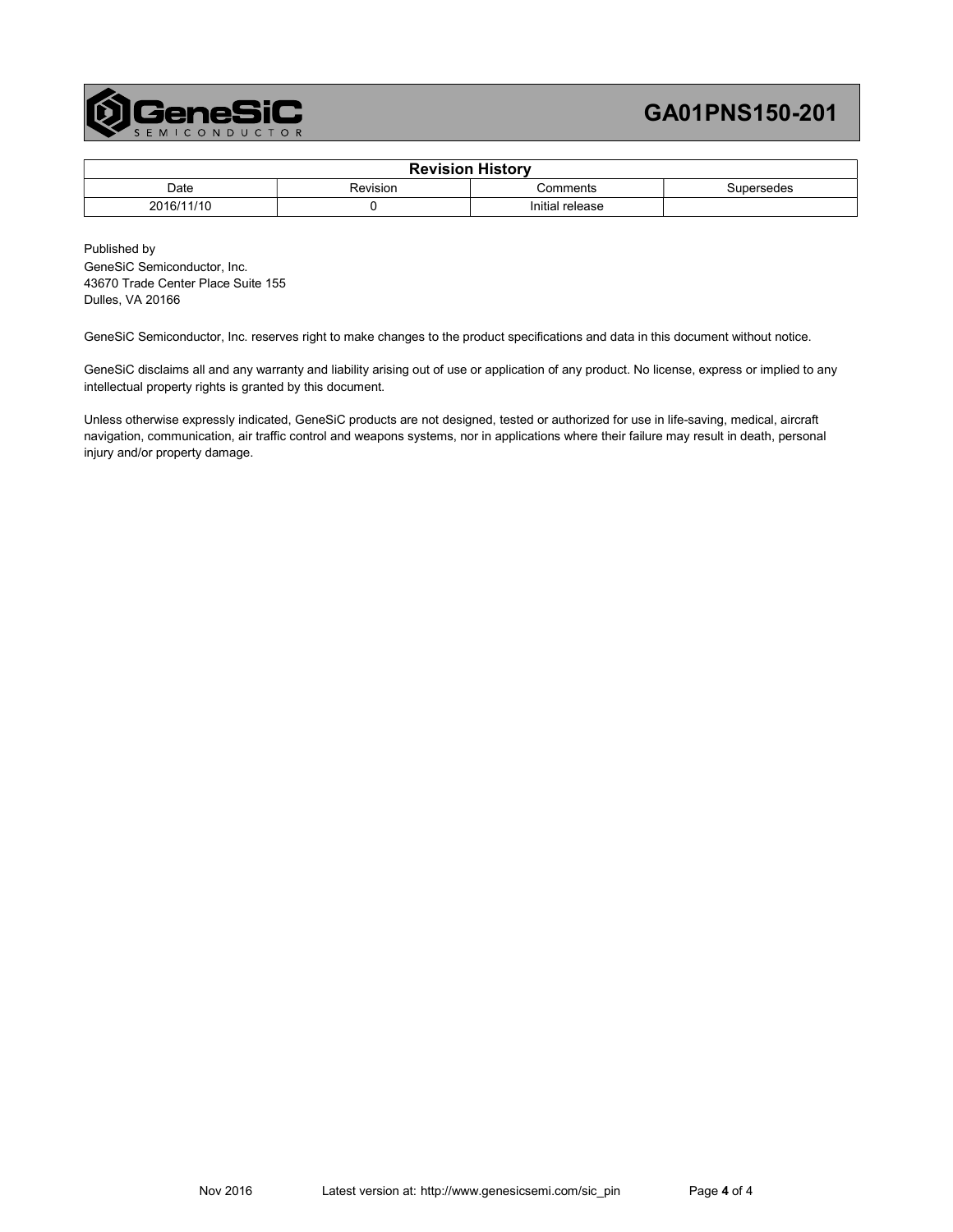| Revision History | | | |
|---|---|---|---|
| Date | Revision | Comments | Supersedes |
| 2016/11/10 | 0 | Initial release | |

Published by
GeneSiC Semiconductor, Inc.
43670 Trade Center Place Suite 155
Dulles, VA 20166

GeneSiC Semiconductor, Inc. reserves right to make changes to the product specifications and data in this document without notice.

GeneSiC disclaims all and any warranty and liability arising out of use or application of any product. No license, express or implied to any intellectual property rights is granted by this document.

Unless otherwise expressly indicated, GeneSiC products are not designed, tested or authorized for use in life-saving, medical, aircraft navigation, communication, air traffic control and weapons systems, nor in applications where their failure may result in death, personal injury and/or property damage.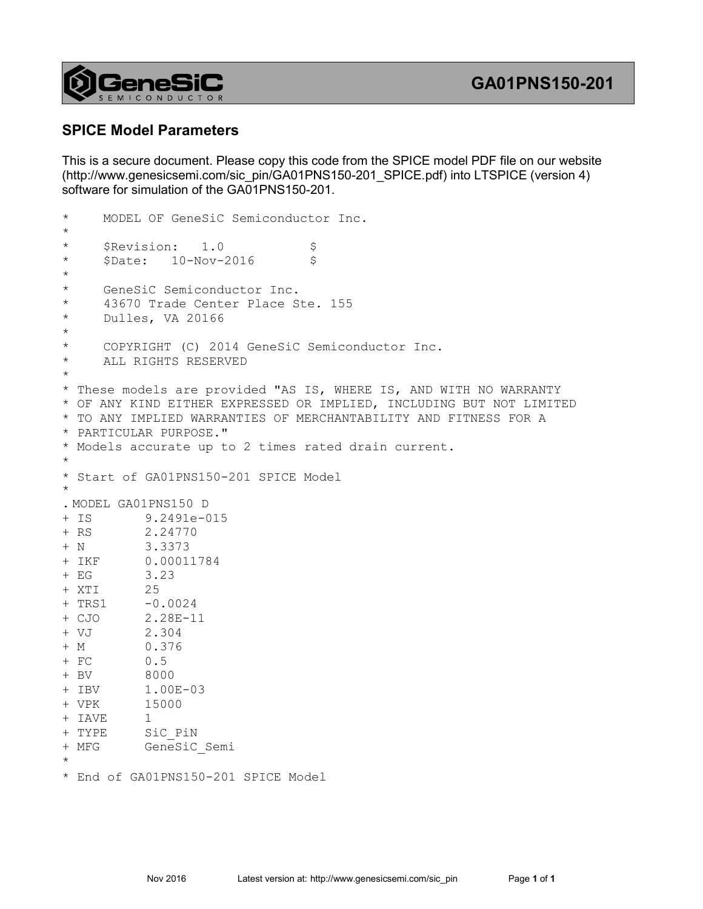# GA01PNS150-201

## SPICE Model Parameters

This is a secure document. Please copy this code from the SPICE model PDF file on our website (http://www.genesicsemi.com/sic_pin/GA01PNS150-201_SPICE.pdf) into LTSPICE (version 4) software for simulation of the GA01PNS150-201.

```
*     MODEL OF GeneSiC Semiconductor Inc.
*
*     $Revision:   1.0           $
*     $Date:   10-Nov-2016       $
*
*     GeneSiC Semiconductor Inc.
*     43670 Trade Center Place Ste. 155
*     Dulles, VA 20166
*
*     COPYRIGHT (C) 2014 GeneSiC Semiconductor Inc.
*     ALL RIGHTS RESERVED
*
* These models are provided "AS IS, WHERE IS, AND WITH NO WARRANTY
* OF ANY KIND EITHER EXPRESSED OR IMPLIED, INCLUDING BUT NOT LIMITED
* TO ANY IMPLIED WARRANTIES OF MERCHANTABILITY AND FITNESS FOR A
* PARTICULAR PURPOSE."
* Models accurate up to 2 times rated drain current.
*
* Start of GA01PNS150-201 SPICE Model
*
.MODEL GA01PNS150 D
+ IS       9.2491e-015
+ RS       2.24770
+ N        3.3373
+ IKF      0.00011784
+ EG       3.23
+ XTI      25
+ TRS1     -0.0024
+ CJO      2.28E-11
+ VJ       2.304
+ M        0.376
+ FC       0.5
+ BV       8000
+ IBV      1.00E-03
+ VPK      15000
+ IAVE     1
+ TYPE     SiC_PiN
+ MFG      GeneSiC_Semi
*
* End of GA01PNS150-201 SPICE Model
```